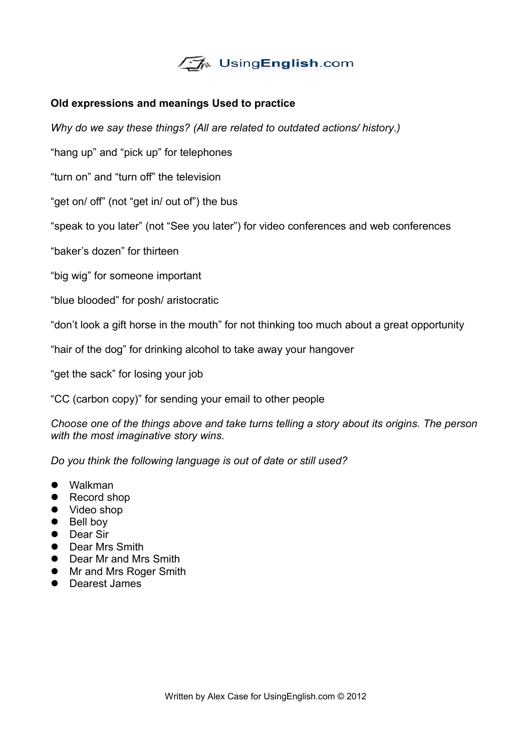**Old expressions and meanings Used to practice**

*Why do we say these things? (All are related to outdated actions/ history.)*

“hang up” and “pick up” for telephones

“turn on” and “turn off” the television

“get on/ off” (not “get in/ out of”) the bus

“speak to you later” (not “See you later”) for video conferences and web conferences

“baker’s dozen” for thirteen

“big wig” for someone important

“blue blooded” for posh/ aristocratic

“don’t look a gift horse in the mouth” for not thinking too much about a great opportunity

“hair of the dog” for drinking alcohol to take away your hangover

“get the sack” for losing your job

“CC (carbon copy)” for sending your email to other people

*Choose one of the things above and take turns telling a story about its origins. The person with the most imaginative story wins.*

*Do you think the following language is out of date or still used?*

- Walkman
- Record shop
- Video shop
- Bell boy
- Dear Sir
- Dear Mrs Smith
- Dear Mr and Mrs Smith
- Mr and Mrs Roger Smith
- Dearest James

Written by Alex Case for UsingEnglish.com © 2012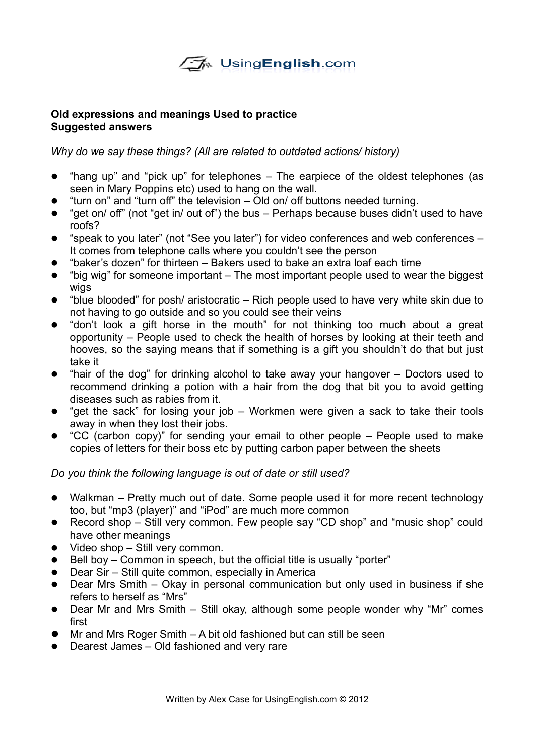**Old expressions and meanings Used to practice**
**Suggested answers**

*Why do we say these things? (All are related to outdated actions/ history)*

- "hang up" and "pick up" for telephones – The earpiece of the oldest telephones (as seen in Mary Poppins etc) used to hang on the wall.
- "turn on" and "turn off" the television – Old on/ off buttons needed turning.
- "get on/ off" (not "get in/ out of") the bus – Perhaps because buses didn't used to have roofs?
- "speak to you later" (not "See you later") for video conferences and web conferences – It comes from telephone calls where you couldn't see the person
- "baker's dozen" for thirteen – Bakers used to bake an extra loaf each time
- "big wig" for someone important – The most important people used to wear the biggest wigs
- "blue blooded" for posh/ aristocratic – Rich people used to have very white skin due to not having to go outside and so you could see their veins
- "don't look a gift horse in the mouth" for not thinking too much about a great opportunity – People used to check the health of horses by looking at their teeth and hooves, so the saying means that if something is a gift you shouldn't do that but just take it
- "hair of the dog" for drinking alcohol to take away your hangover – Doctors used to recommend drinking a potion with a hair from the dog that bit you to avoid getting diseases such as rabies from it.
- "get the sack" for losing your job – Workmen were given a sack to take their tools away in when they lost their jobs.
- "CC (carbon copy)" for sending your email to other people – People used to make copies of letters for their boss etc by putting carbon paper between the sheets

*Do you think the following language is out of date or still used?*

- Walkman – Pretty much out of date. Some people used it for more recent technology too, but "mp3 (player)" and "iPod" are much more common
- Record shop – Still very common. Few people say "CD shop" and "music shop" could have other meanings
- Video shop – Still very common.
- Bell boy – Common in speech, but the official title is usually "porter"
- Dear Sir – Still quite common, especially in America
- Dear Mrs Smith – Okay in personal communication but only used in business if she refers to herself as "Mrs"
- Dear Mr and Mrs Smith – Still okay, although some people wonder why "Mr" comes first
- Mr and Mrs Roger Smith – A bit old fashioned but can still be seen
- Dearest James – Old fashioned and very rare

Written by Alex Case for UsingEnglish.com © 2012